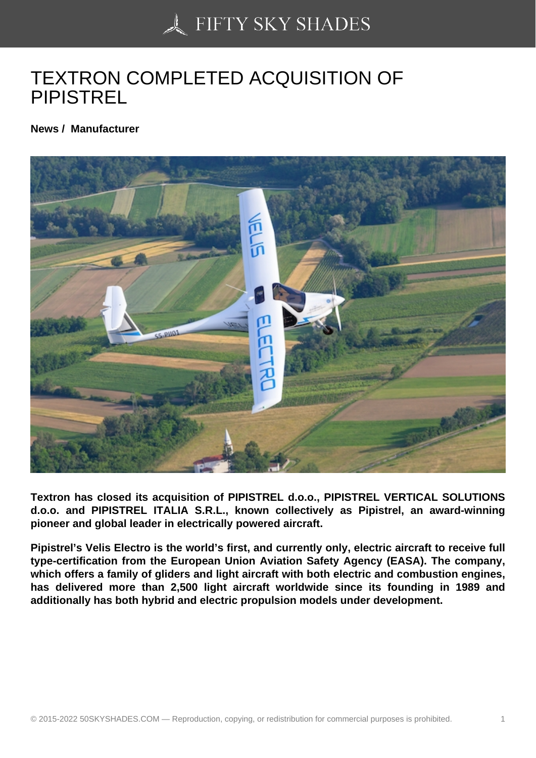# TEXTRON COMPLETED ACQUISITION OF PIPISTREL

**News / Manufacturer**

**Textron has closed its acquisition of PIPISTREL d.o.o., PIPISTREL VERTICAL SOLUTIONS d.o.o. and PIPISTREL ITALIA S.R.L., known collectively as Pipistrel, an award-winning pioneer and global leader in electrically powered aircraft.**

**Pipistrel's Velis Electro is the world's first, and currently only, electric aircraft to receive full type-certification from the European Union Aviation Safety Agency (EASA). The company, which offers a family of gliders and light aircraft with both electric and combustion engines, has delivered more than 2,500 light aircraft worldwide since its founding in 1989 and additionally has both hybrid and electric propulsion models under development.**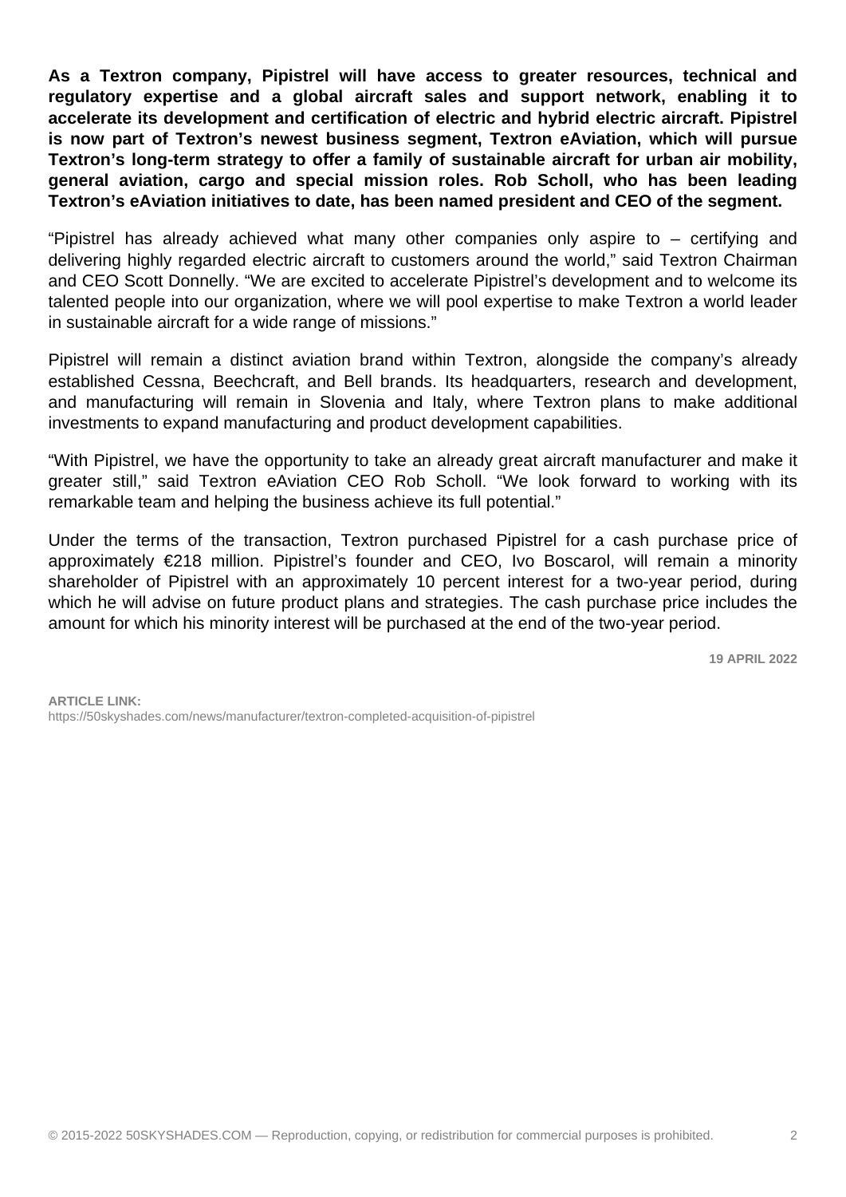**As a Textron company, Pipistrel will have access to greater resources, technical and regulatory expertise and a global aircraft sales and support network, enabling it to accelerate its development and certification of electric and hybrid electric aircraft. Pipistrel is now part of Textron's newest business segment, Textron eAviation, which will pursue Textron's long-term strategy to offer a family of sustainable aircraft for urban air mobility, general aviation, cargo and special mission roles. Rob Scholl, who has been leading Textron's eAviation initiatives to date, has been named president and CEO of the segment.**

"Pipistrel has already achieved what many other companies only aspire to – certifying and delivering highly regarded electric aircraft to customers around the world," said Textron Chairman and CEO Scott Donnelly. "We are excited to accelerate Pipistrel's development and to welcome its talented people into our organization, where we will pool expertise to make Textron a world leader in sustainable aircraft for a wide range of missions."

Pipistrel will remain a distinct aviation brand within Textron, alongside the company's already established Cessna, Beechcraft, and Bell brands. Its headquarters, research and development, and manufacturing will remain in Slovenia and Italy, where Textron plans to make additional investments to expand manufacturing and product development capabilities.

"With Pipistrel, we have the opportunity to take an already great aircraft manufacturer and make it greater still," said Textron eAviation CEO Rob Scholl. "We look forward to working with its remarkable team and helping the business achieve its full potential."

Under the terms of the transaction, Textron purchased Pipistrel for a cash purchase price of approximately €218 million. Pipistrel's founder and CEO, Ivo Boscarol, will remain a minority shareholder of Pipistrel with an approximately 10 percent interest for a two-year period, during which he will advise on future product plans and strategies. The cash purchase price includes the amount for which his minority interest will be purchased at the end of the two-year period.

**19 APRIL 2022**

**ARTICLE LINK:**
https://50skyshades.com/news/manufacturer/textron-completed-acquisition-of-pipistrel

© 2015-2022 50SKYSHADES.COM — Reproduction, copying, or redistribution for commercial purposes is prohibited.